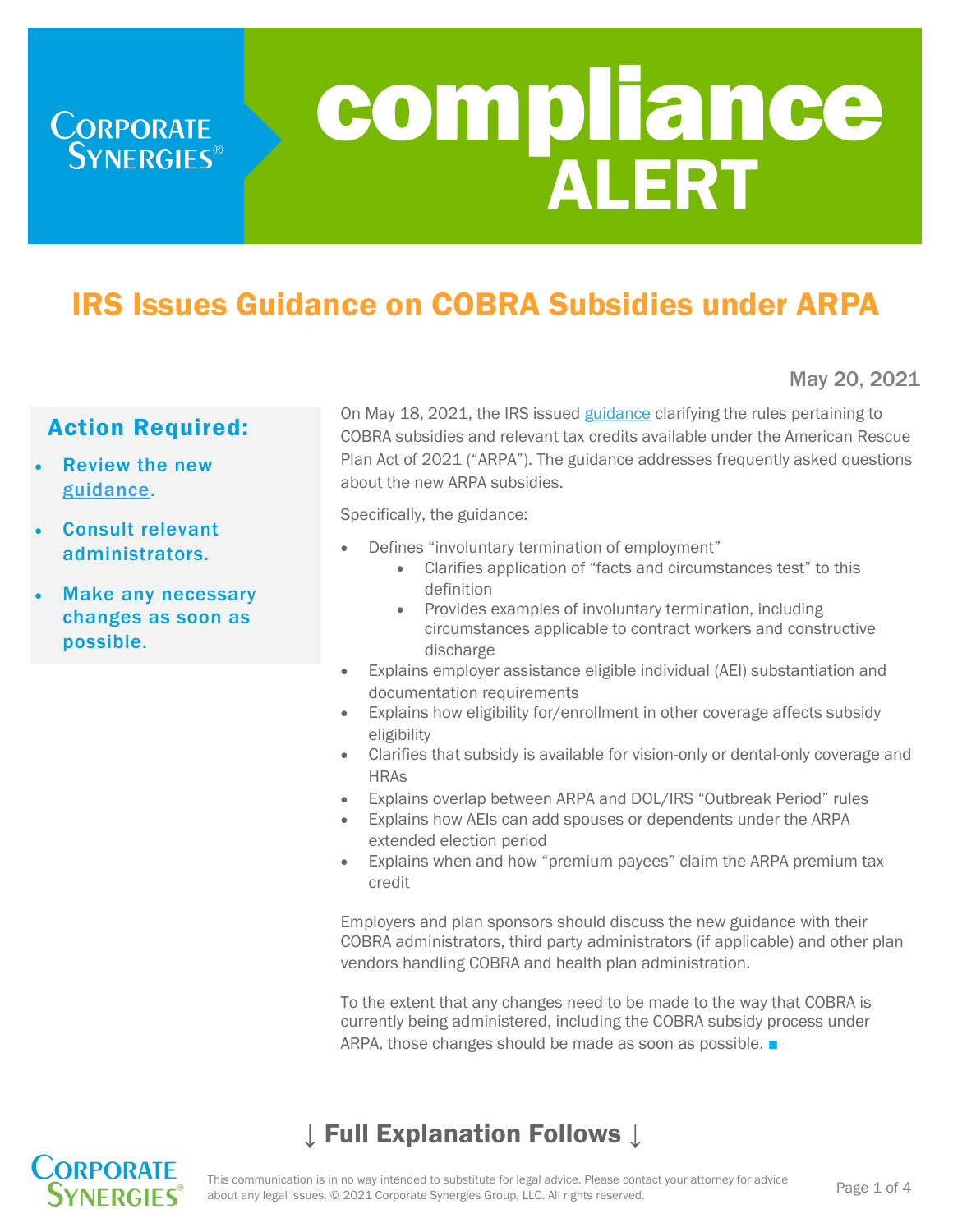# compliance ALERT

## IRS Issues Guidance on COBRA Subsidies under ARPA

May 20, 2021

### Action Required:

- **Review the new guidance.**
- **Consult relevant administrators.**
- **Make any necessary changes as soon as possible.**

On May 18, 2021, the IRS issued guidance clarifying the rules pertaining to COBRA subsidies and relevant tax credits available under the American Rescue Plan Act of 2021 ("ARPA"). The guidance addresses frequently asked questions about the new ARPA subsidies.

Specifically, the guidance:

- Defines "involuntary termination of employment"
  - Clarifies application of "facts and circumstances test" to this definition
  - Provides examples of involuntary termination, including circumstances applicable to contract workers and constructive discharge
- Explains employer assistance eligible individual (AEI) substantiation and documentation requirements
- Explains how eligibility for/enrollment in other coverage affects subsidy eligibility
- Clarifies that subsidy is available for vision-only or dental-only coverage and HRAs
- Explains overlap between ARPA and DOL/IRS "Outbreak Period" rules
- Explains how AEIs can add spouses or dependents under the ARPA extended election period
- Explains when and how "premium payees" claim the ARPA premium tax credit

Employers and plan sponsors should discuss the new guidance with their COBRA administrators, third party administrators (if applicable) and other plan vendors handling COBRA and health plan administration.

To the extent that any changes need to be made to the way that COBRA is currently being administered, including the COBRA subsidy process under ARPA, those changes should be made as soon as possible. ■

## ↓ Full Explanation Follows ↓

This communication is in no way intended to substitute for legal advice. Please contact your attorney for advice about any legal issues. © 2021 Corporate Synergies Group, LLC. All rights reserved.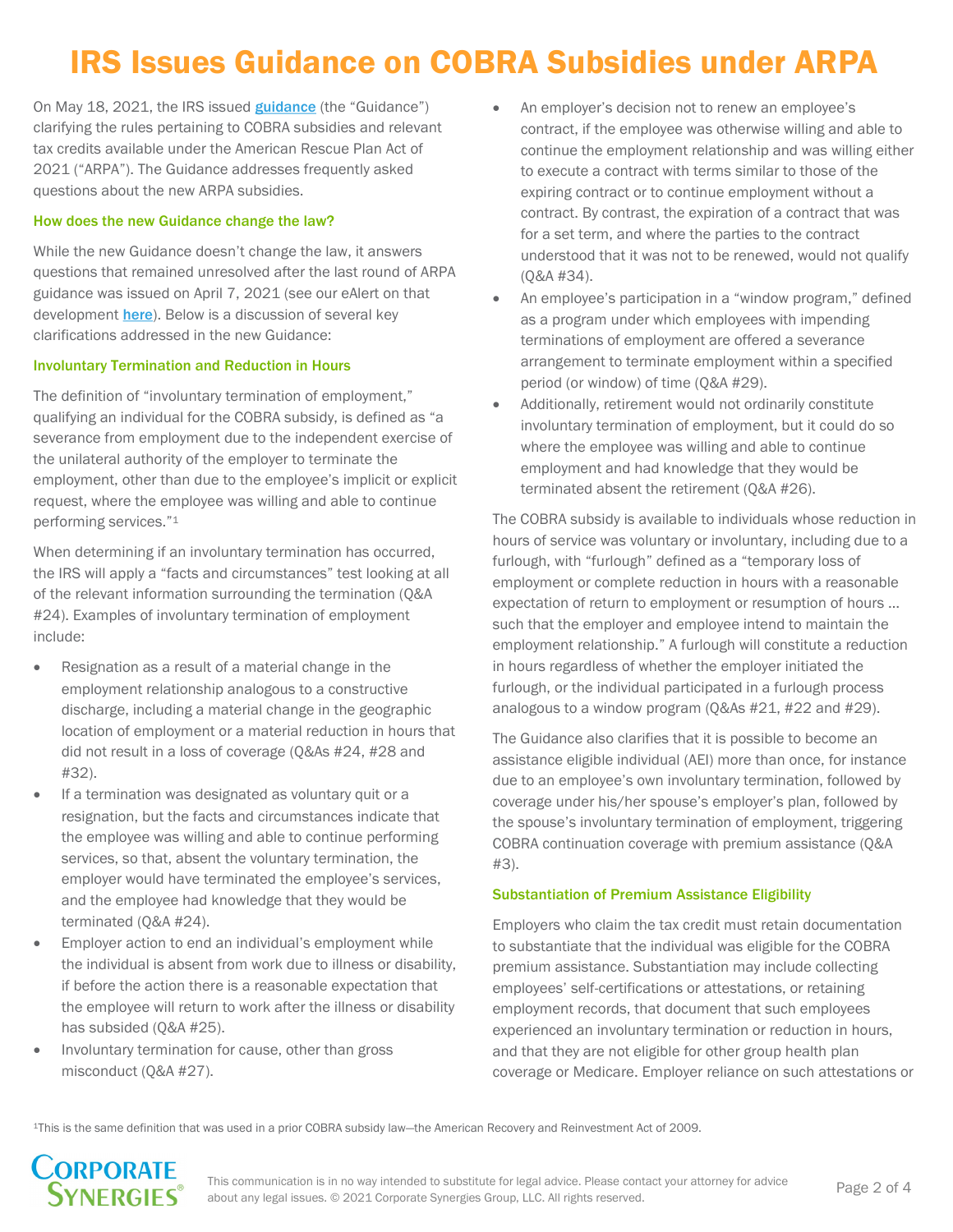# IRS Issues Guidance on COBRA Subsidies under ARPA

On May 18, 2021, the IRS issued guidance (the "Guidance") clarifying the rules pertaining to COBRA subsidies and relevant tax credits available under the American Rescue Plan Act of 2021 ("ARPA"). The Guidance addresses frequently asked questions about the new ARPA subsidies.

### How does the new Guidance change the law?

While the new Guidance doesn't change the law, it answers questions that remained unresolved after the last round of ARPA guidance was issued on April 7, 2021 (see our eAlert on that development here). Below is a discussion of several key clarifications addressed in the new Guidance:

### Involuntary Termination and Reduction in Hours

The definition of "involuntary termination of employment," qualifying an individual for the COBRA subsidy, is defined as "a severance from employment due to the independent exercise of the unilateral authority of the employer to terminate the employment, other than due to the employee's implicit or explicit request, where the employee was willing and able to continue performing services."[1]

When determining if an involuntary termination has occurred, the IRS will apply a "facts and circumstances" test looking at all of the relevant information surrounding the termination (Q&A #24). Examples of involuntary termination of employment include:

- Resignation as a result of a material change in the employment relationship analogous to a constructive discharge, including a material change in the geographic location of employment or a material reduction in hours that did not result in a loss of coverage (Q&As #24, #28 and #32).
- If a termination was designated as voluntary quit or a resignation, but the facts and circumstances indicate that the employee was willing and able to continue performing services, so that, absent the voluntary termination, the employer would have terminated the employee's services, and the employee had knowledge that they would be terminated (Q&A #24).
- Employer action to end an individual's employment while the individual is absent from work due to illness or disability, if before the action there is a reasonable expectation that the employee will return to work after the illness or disability has subsided (Q&A #25).
- Involuntary termination for cause, other than gross misconduct (Q&A #27).
- An employer's decision not to renew an employee's contract, if the employee was otherwise willing and able to continue the employment relationship and was willing either to execute a contract with terms similar to those of the expiring contract or to continue employment without a contract. By contrast, the expiration of a contract that was for a set term, and where the parties to the contract understood that it was not to be renewed, would not qualify (Q&A #34).
- An employee's participation in a "window program," defined as a program under which employees with impending terminations of employment are offered a severance arrangement to terminate employment within a specified period (or window) of time (Q&A #29).
- Additionally, retirement would not ordinarily constitute involuntary termination of employment, but it could do so where the employee was willing and able to continue employment and had knowledge that they would be terminated absent the retirement (Q&A #26).

The COBRA subsidy is available to individuals whose reduction in hours of service was voluntary or involuntary, including due to a furlough, with "furlough" defined as a "temporary loss of employment or complete reduction in hours with a reasonable expectation of return to employment or resumption of hours … such that the employer and employee intend to maintain the employment relationship." A furlough will constitute a reduction in hours regardless of whether the employer initiated the furlough, or the individual participated in a furlough process analogous to a window program (Q&As #21, #22 and #29).

The Guidance also clarifies that it is possible to become an assistance eligible individual (AEI) more than once, for instance due to an employee's own involuntary termination, followed by coverage under his/her spouse's employer's plan, followed by the spouse's involuntary termination of employment, triggering COBRA continuation coverage with premium assistance (Q&A #3).

### Substantiation of Premium Assistance Eligibility

Employers who claim the tax credit must retain documentation to substantiate that the individual was eligible for the COBRA premium assistance. Substantiation may include collecting employees' self-certifications or attestations, or retaining employment records, that document that such employees experienced an involuntary termination or reduction in hours, and that they are not eligible for other group health plan coverage or Medicare. Employer reliance on such attestations or

[1]This is the same definition that was used in a prior COBRA subsidy law—the American Recovery and Reinvestment Act of 2009.

This communication is in no way intended to substitute for legal advice. Please contact your attorney for advice about any legal issues. © 2021 Corporate Synergies Group, LLC. All rights reserved.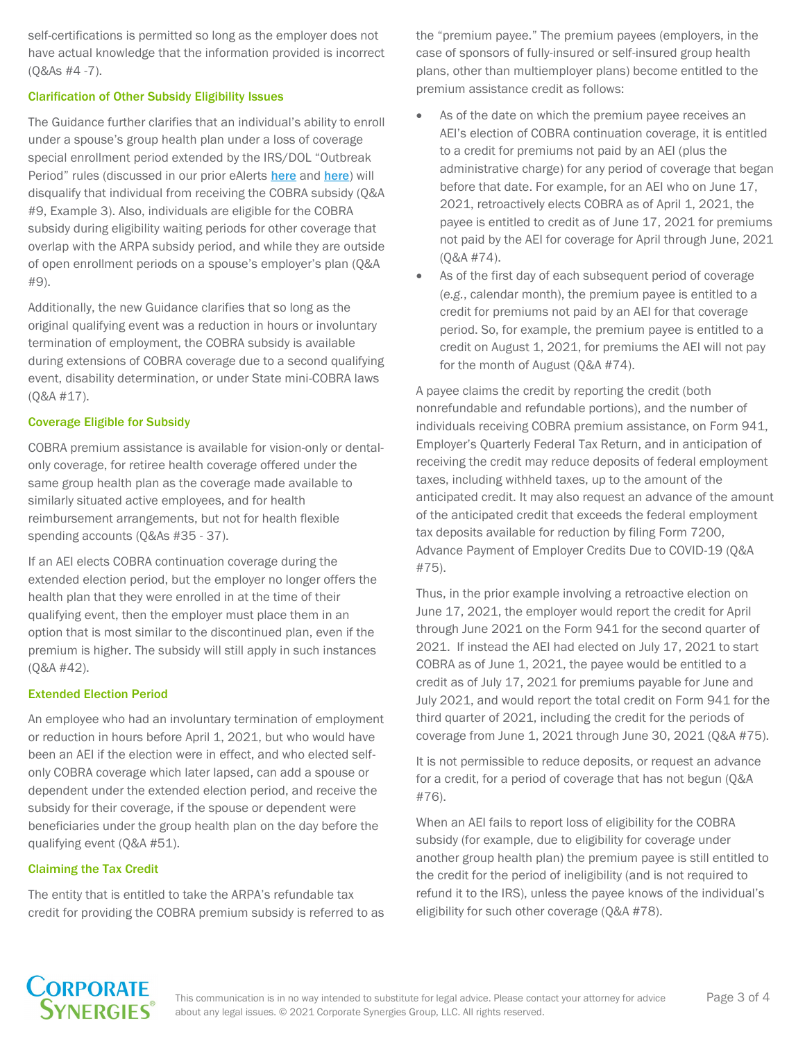self-certifications is permitted so long as the employer does not have actual knowledge that the information provided is incorrect (Q&As #4 -7).

### Clarification of Other Subsidy Eligibility Issues

The Guidance further clarifies that an individual's ability to enroll under a spouse's group health plan under a loss of coverage special enrollment period extended by the IRS/DOL "Outbreak Period" rules (discussed in our prior eAlerts here and here) will disqualify that individual from receiving the COBRA subsidy (Q&A #9, Example 3). Also, individuals are eligible for the COBRA subsidy during eligibility waiting periods for other coverage that overlap with the ARPA subsidy period, and while they are outside of open enrollment periods on a spouse's employer's plan (Q&A #9).

Additionally, the new Guidance clarifies that so long as the original qualifying event was a reduction in hours or involuntary termination of employment, the COBRA subsidy is available during extensions of COBRA coverage due to a second qualifying event, disability determination, or under State mini-COBRA laws (Q&A #17).

### Coverage Eligible for Subsidy

COBRA premium assistance is available for vision-only or dental-only coverage, for retiree health coverage offered under the same group health plan as the coverage made available to similarly situated active employees, and for health reimbursement arrangements, but not for health flexible spending accounts (Q&As #35 - 37).

If an AEI elects COBRA continuation coverage during the extended election period, but the employer no longer offers the health plan that they were enrolled in at the time of their qualifying event, then the employer must place them in an option that is most similar to the discontinued plan, even if the premium is higher. The subsidy will still apply in such instances (Q&A #42).

### Extended Election Period

An employee who had an involuntary termination of employment or reduction in hours before April 1, 2021, but who would have been an AEI if the election were in effect, and who elected self-only COBRA coverage which later lapsed, can add a spouse or dependent under the extended election period, and receive the subsidy for their coverage, if the spouse or dependent were beneficiaries under the group health plan on the day before the qualifying event (Q&A #51).

### Claiming the Tax Credit

The entity that is entitled to take the ARPA's refundable tax credit for providing the COBRA premium subsidy is referred to as the "premium payee." The premium payees (employers, in the case of sponsors of fully-insured or self-insured group health plans, other than multiemployer plans) become entitled to the premium assistance credit as follows:

- As of the date on which the premium payee receives an AEI's election of COBRA continuation coverage, it is entitled to a credit for premiums not paid by an AEI (plus the administrative charge) for any period of coverage that began before that date. For example, for an AEI who on June 17, 2021, retroactively elects COBRA as of April 1, 2021, the payee is entitled to credit as of June 17, 2021 for premiums not paid by the AEI for coverage for April through June, 2021 (Q&A #74).
- As of the first day of each subsequent period of coverage (*e.g.*, calendar month), the premium payee is entitled to a credit for premiums not paid by an AEI for that coverage period. So, for example, the premium payee is entitled to a credit on August 1, 2021, for premiums the AEI will not pay for the month of August (Q&A #74).

A payee claims the credit by reporting the credit (both nonrefundable and refundable portions), and the number of individuals receiving COBRA premium assistance, on Form 941, Employer's Quarterly Federal Tax Return, and in anticipation of receiving the credit may reduce deposits of federal employment taxes, including withheld taxes, up to the amount of the anticipated credit. It may also request an advance of the amount of the anticipated credit that exceeds the federal employment tax deposits available for reduction by filing Form 7200, Advance Payment of Employer Credits Due to COVID-19 (Q&A #75).

Thus, in the prior example involving a retroactive election on June 17, 2021, the employer would report the credit for April through June 2021 on the Form 941 for the second quarter of 2021. If instead the AEI had elected on July 17, 2021 to start COBRA as of June 1, 2021, the payee would be entitled to a credit as of July 17, 2021 for premiums payable for June and July 2021, and would report the total credit on Form 941 for the third quarter of 2021, including the credit for the periods of coverage from June 1, 2021 through June 30, 2021 (Q&A #75).

It is not permissible to reduce deposits, or request an advance for a credit, for a period of coverage that has not begun (Q&A #76).

When an AEI fails to report loss of eligibility for the COBRA subsidy (for example, due to eligibility for coverage under another group health plan) the premium payee is still entitled to the credit for the period of ineligibility (and is not required to refund it to the IRS), unless the payee knows of the individual's eligibility for such other coverage (Q&A #78).

This communication is in no way intended to substitute for legal advice. Please contact your attorney for advice about any legal issues. © 2021 Corporate Synergies Group, LLC. All rights reserved.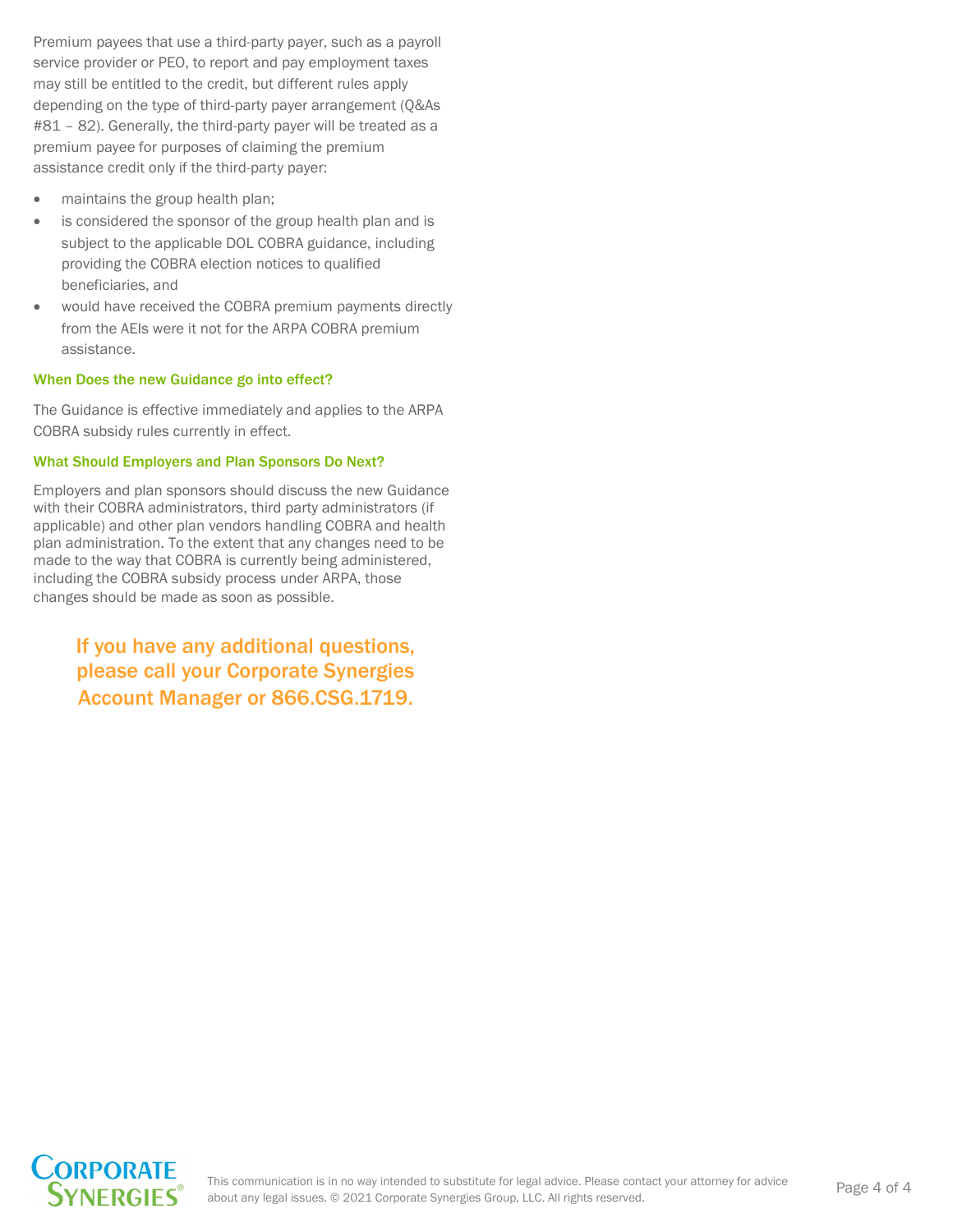Premium payees that use a third-party payer, such as a payroll service provider or PEO, to report and pay employment taxes may still be entitled to the credit, but different rules apply depending on the type of third-party payer arrangement (Q&As #81 – 82). Generally, the third-party payer will be treated as a premium payee for purposes of claiming the premium assistance credit only if the third-party payer:

- maintains the group health plan;
- is considered the sponsor of the group health plan and is subject to the applicable DOL COBRA guidance, including providing the COBRA election notices to qualified beneficiaries, and
- would have received the COBRA premium payments directly from the AEIs were it not for the ARPA COBRA premium assistance.

### When Does the new Guidance go into effect?

The Guidance is effective immediately and applies to the ARPA COBRA subsidy rules currently in effect.

### What Should Employers and Plan Sponsors Do Next?

Employers and plan sponsors should discuss the new Guidance with their COBRA administrators, third party administrators (if applicable) and other plan vendors handling COBRA and health plan administration. To the extent that any changes need to be made to the way that COBRA is currently being administered, including the COBRA subsidy process under ARPA, those changes should be made as soon as possible.

**If you have any additional questions, please call your Corporate Synergies Account Manager or 866.CSG.1719.**

This communication is in no way intended to substitute for legal advice. Please contact your attorney for advice about any legal issues. © 2021 Corporate Synergies Group, LLC. All rights reserved.